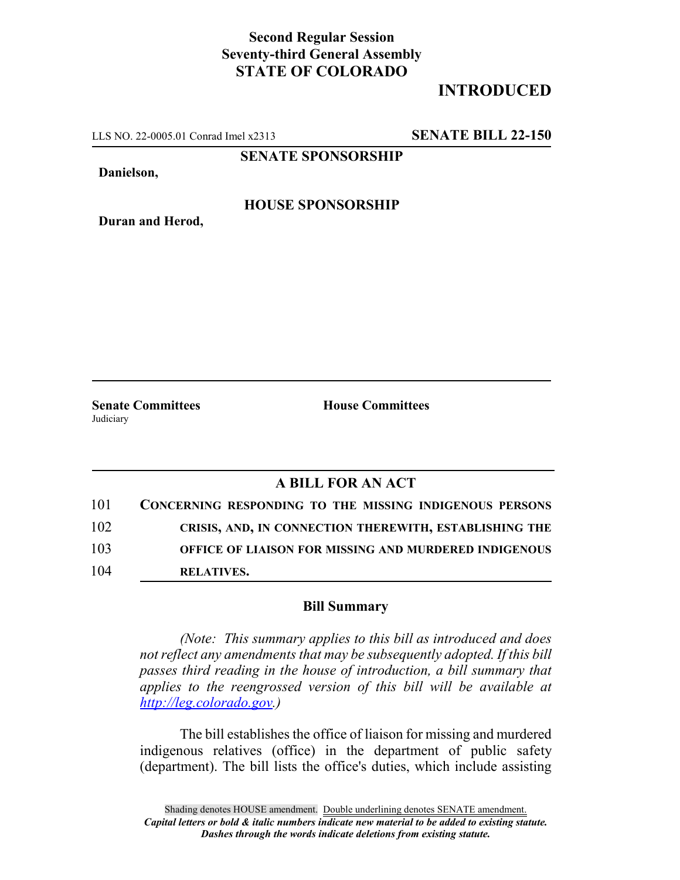**Second Regular Session**
**Seventy-third General Assembly**
**STATE OF COLORADO**

# INTRODUCED

LLS NO. 22-0005.01 Conrad Imel x2313 **SENATE BILL 22-150**

**SENATE SPONSORSHIP**

**Danielson,**

**HOUSE SPONSORSHIP**

**Duran and Herod,**

**Senate Committees**
Judiciary

**House Committees**

## A BILL FOR AN ACT

101 **CONCERNING RESPONDING TO THE MISSING INDIGENOUS PERSONS**
102 **CRISIS, AND, IN CONNECTION THEREWITH, ESTABLISHING THE**
103 **OFFICE OF LIAISON FOR MISSING AND MURDERED INDIGENOUS**
104 **RELATIVES.**

### Bill Summary

*(Note: This summary applies to this bill as introduced and does not reflect any amendments that may be subsequently adopted. If this bill passes third reading in the house of introduction, a bill summary that applies to the reengrossed version of this bill will be available at http://leg.colorado.gov.)*

The bill establishes the office of liaison for missing and murdered indigenous relatives (office) in the department of public safety (department). The bill lists the office's duties, which include assisting

Shading denotes HOUSE amendment. Double underlining denotes SENATE amendment.
***Capital letters or bold & italic numbers indicate new material to be added to existing statute.***
***Dashes through the words indicate deletions from existing statute.***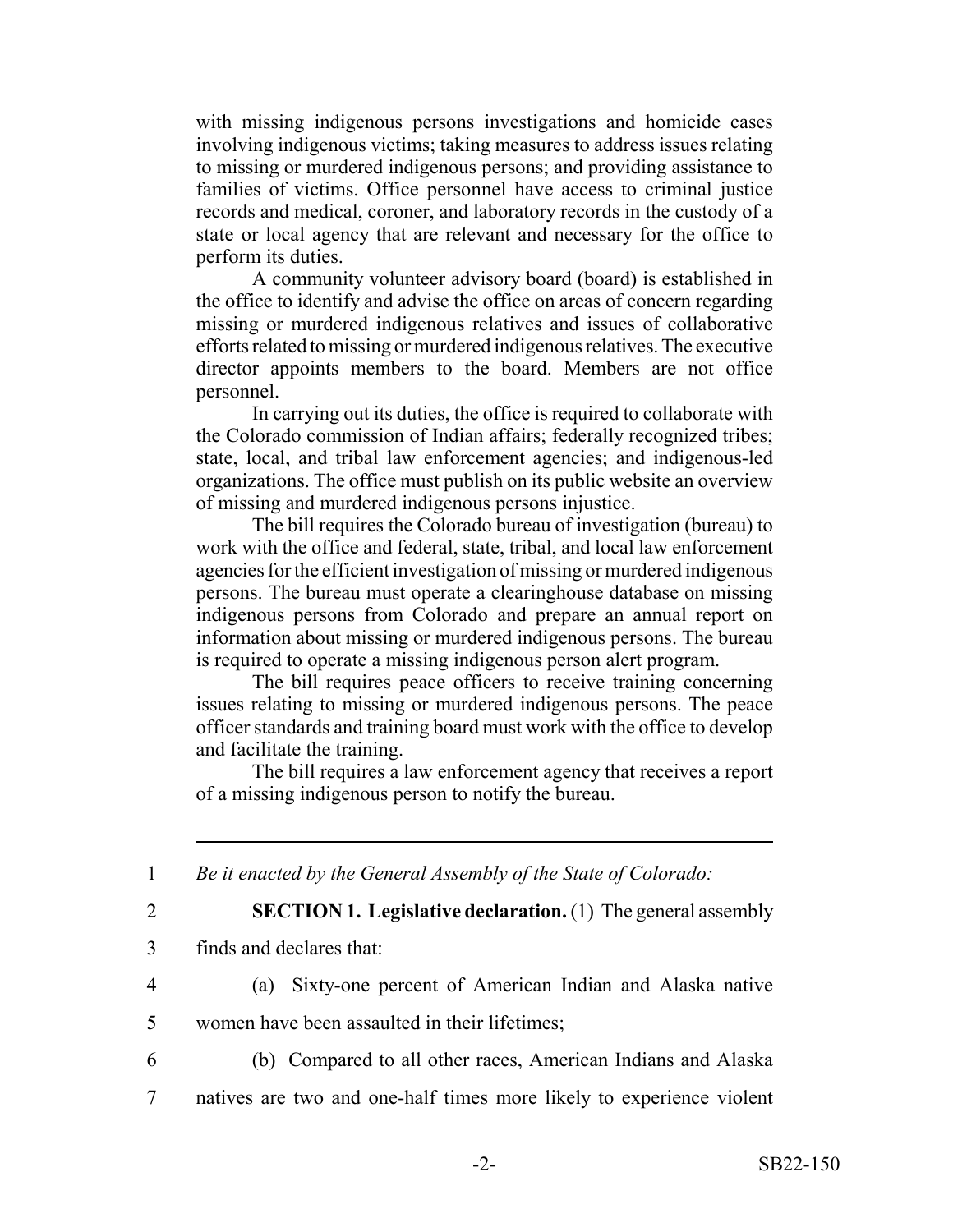with missing indigenous persons investigations and homicide cases involving indigenous victims; taking measures to address issues relating to missing or murdered indigenous persons; and providing assistance to families of victims. Office personnel have access to criminal justice records and medical, coroner, and laboratory records in the custody of a state or local agency that are relevant and necessary for the office to perform its duties.

A community volunteer advisory board (board) is established in the office to identify and advise the office on areas of concern regarding missing or murdered indigenous relatives and issues of collaborative efforts related to missing or murdered indigenous relatives. The executive director appoints members to the board. Members are not office personnel.

In carrying out its duties, the office is required to collaborate with the Colorado commission of Indian affairs; federally recognized tribes; state, local, and tribal law enforcement agencies; and indigenous-led organizations. The office must publish on its public website an overview of missing and murdered indigenous persons injustice.

The bill requires the Colorado bureau of investigation (bureau) to work with the office and federal, state, tribal, and local law enforcement agencies for the efficient investigation of missing or murdered indigenous persons. The bureau must operate a clearinghouse database on missing indigenous persons from Colorado and prepare an annual report on information about missing or murdered indigenous persons. The bureau is required to operate a missing indigenous person alert program.

The bill requires peace officers to receive training concerning issues relating to missing or murdered indigenous persons. The peace officer standards and training board must work with the office to develop and facilitate the training.

The bill requires a law enforcement agency that receives a report of a missing indigenous person to notify the bureau.

---

1 *Be it enacted by the General Assembly of the State of Colorado:*

2 **SECTION 1. Legislative declaration.** (1) The general assembly

3 finds and declares that:

4 (a) Sixty-one percent of American Indian and Alaska native

5 women have been assaulted in their lifetimes;

6 (b) Compared to all other races, American Indians and Alaska

7 natives are two and one-half times more likely to experience violent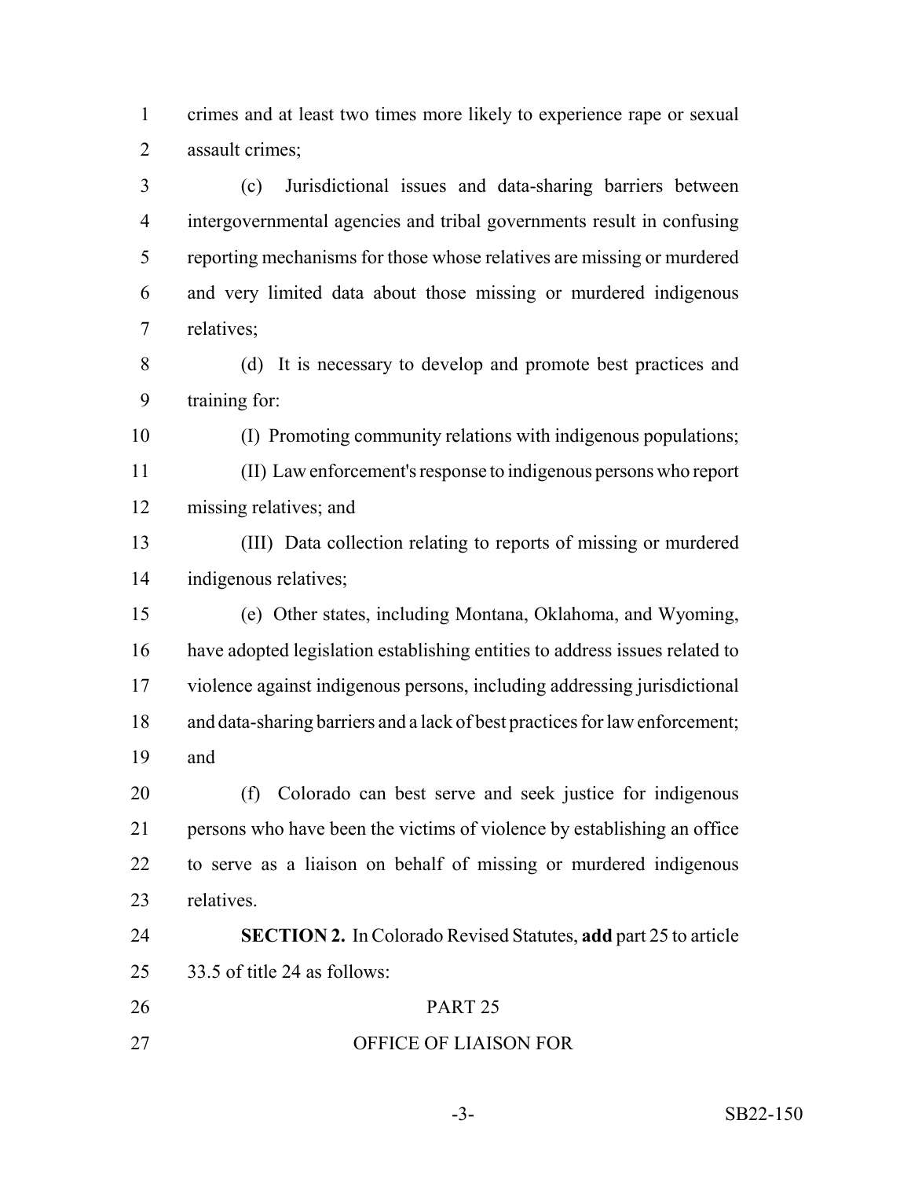crimes and at least two times more likely to experience rape or sexual assault crimes;

(c) Jurisdictional issues and data-sharing barriers between intergovernmental agencies and tribal governments result in confusing reporting mechanisms for those whose relatives are missing or murdered and very limited data about those missing or murdered indigenous relatives;

(d) It is necessary to develop and promote best practices and training for:

(I) Promoting community relations with indigenous populations;

(II) Law enforcement's response to indigenous persons who report missing relatives; and

(III) Data collection relating to reports of missing or murdered indigenous relatives;

(e) Other states, including Montana, Oklahoma, and Wyoming, have adopted legislation establishing entities to address issues related to violence against indigenous persons, including addressing jurisdictional and data-sharing barriers and a lack of best practices for law enforcement; and

(f) Colorado can best serve and seek justice for indigenous persons who have been the victims of violence by establishing an office to serve as a liaison on behalf of missing or murdered indigenous relatives.

**SECTION 2.** In Colorado Revised Statutes, **add** part 25 to article 33.5 of title 24 as follows:

PART 25

OFFICE OF LIAISON FOR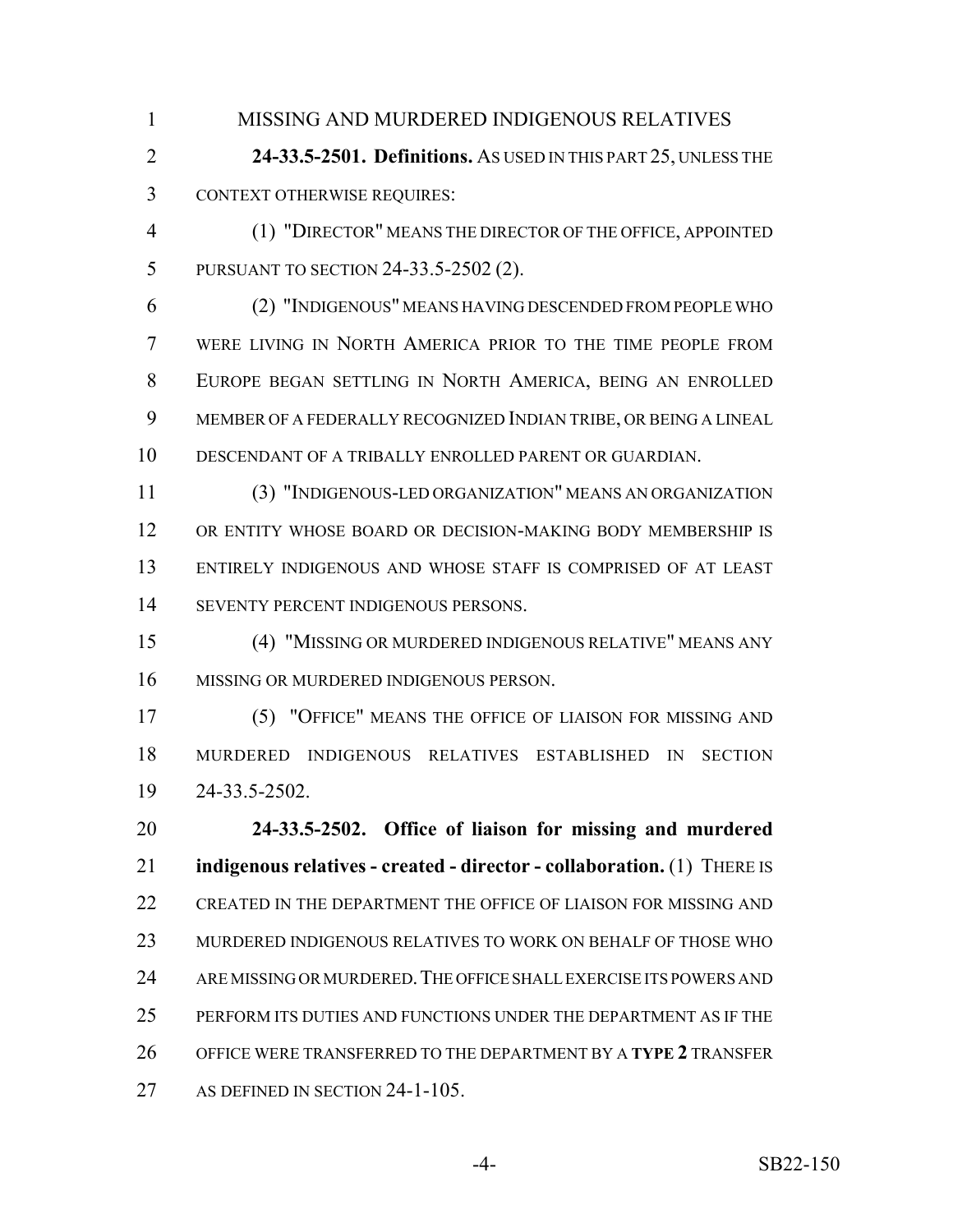MISSING AND MURDERED INDIGENOUS RELATIVES

**24-33.5-2501. Definitions.** AS USED IN THIS PART 25, UNLESS THE CONTEXT OTHERWISE REQUIRES:

(1) "DIRECTOR" MEANS THE DIRECTOR OF THE OFFICE, APPOINTED PURSUANT TO SECTION 24-33.5-2502 (2).

(2) "INDIGENOUS" MEANS HAVING DESCENDED FROM PEOPLE WHO WERE LIVING IN NORTH AMERICA PRIOR TO THE TIME PEOPLE FROM EUROPE BEGAN SETTLING IN NORTH AMERICA, BEING AN ENROLLED MEMBER OF A FEDERALLY RECOGNIZED INDIAN TRIBE, OR BEING A LINEAL DESCENDANT OF A TRIBALLY ENROLLED PARENT OR GUARDIAN.

(3) "INDIGENOUS-LED ORGANIZATION" MEANS AN ORGANIZATION OR ENTITY WHOSE BOARD OR DECISION-MAKING BODY MEMBERSHIP IS ENTIRELY INDIGENOUS AND WHOSE STAFF IS COMPRISED OF AT LEAST SEVENTY PERCENT INDIGENOUS PERSONS.

(4) "MISSING OR MURDERED INDIGENOUS RELATIVE" MEANS ANY MISSING OR MURDERED INDIGENOUS PERSON.

(5) "OFFICE" MEANS THE OFFICE OF LIAISON FOR MISSING AND MURDERED INDIGENOUS RELATIVES ESTABLISHED IN SECTION 24-33.5-2502.

**24-33.5-2502. Office of liaison for missing and murdered indigenous relatives - created - director - collaboration.** (1) THERE IS CREATED IN THE DEPARTMENT THE OFFICE OF LIAISON FOR MISSING AND MURDERED INDIGENOUS RELATIVES TO WORK ON BEHALF OF THOSE WHO ARE MISSING OR MURDERED. THE OFFICE SHALL EXERCISE ITS POWERS AND PERFORM ITS DUTIES AND FUNCTIONS UNDER THE DEPARTMENT AS IF THE OFFICE WERE TRANSFERRED TO THE DEPARTMENT BY A **TYPE 2** TRANSFER AS DEFINED IN SECTION 24-1-105.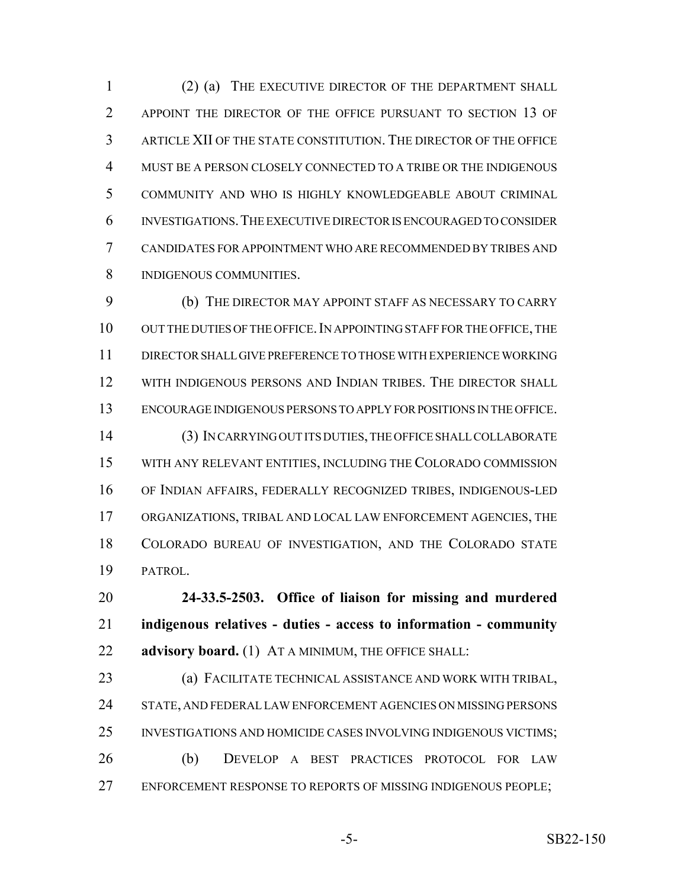(2) (a) THE EXECUTIVE DIRECTOR OF THE DEPARTMENT SHALL APPOINT THE DIRECTOR OF THE OFFICE PURSUANT TO SECTION 13 OF ARTICLE XII OF THE STATE CONSTITUTION. THE DIRECTOR OF THE OFFICE MUST BE A PERSON CLOSELY CONNECTED TO A TRIBE OR THE INDIGENOUS COMMUNITY AND WHO IS HIGHLY KNOWLEDGEABLE ABOUT CRIMINAL INVESTIGATIONS. THE EXECUTIVE DIRECTOR IS ENCOURAGED TO CONSIDER CANDIDATES FOR APPOINTMENT WHO ARE RECOMMENDED BY TRIBES AND INDIGENOUS COMMUNITIES.

(b) THE DIRECTOR MAY APPOINT STAFF AS NECESSARY TO CARRY OUT THE DUTIES OF THE OFFICE. IN APPOINTING STAFF FOR THE OFFICE, THE DIRECTOR SHALL GIVE PREFERENCE TO THOSE WITH EXPERIENCE WORKING WITH INDIGENOUS PERSONS AND INDIAN TRIBES. THE DIRECTOR SHALL ENCOURAGE INDIGENOUS PERSONS TO APPLY FOR POSITIONS IN THE OFFICE.

(3) IN CARRYING OUT ITS DUTIES, THE OFFICE SHALL COLLABORATE WITH ANY RELEVANT ENTITIES, INCLUDING THE COLORADO COMMISSION OF INDIAN AFFAIRS, FEDERALLY RECOGNIZED TRIBES, INDIGENOUS-LED ORGANIZATIONS, TRIBAL AND LOCAL LAW ENFORCEMENT AGENCIES, THE COLORADO BUREAU OF INVESTIGATION, AND THE COLORADO STATE PATROL.

**24-33.5-2503. Office of liaison for missing and murdered indigenous relatives - duties - access to information - community advisory board.** (1) AT A MINIMUM, THE OFFICE SHALL:

(a) FACILITATE TECHNICAL ASSISTANCE AND WORK WITH TRIBAL, STATE, AND FEDERAL LAW ENFORCEMENT AGENCIES ON MISSING PERSONS INVESTIGATIONS AND HOMICIDE CASES INVOLVING INDIGENOUS VICTIMS;

(b) DEVELOP A BEST PRACTICES PROTOCOL FOR LAW ENFORCEMENT RESPONSE TO REPORTS OF MISSING INDIGENOUS PEOPLE;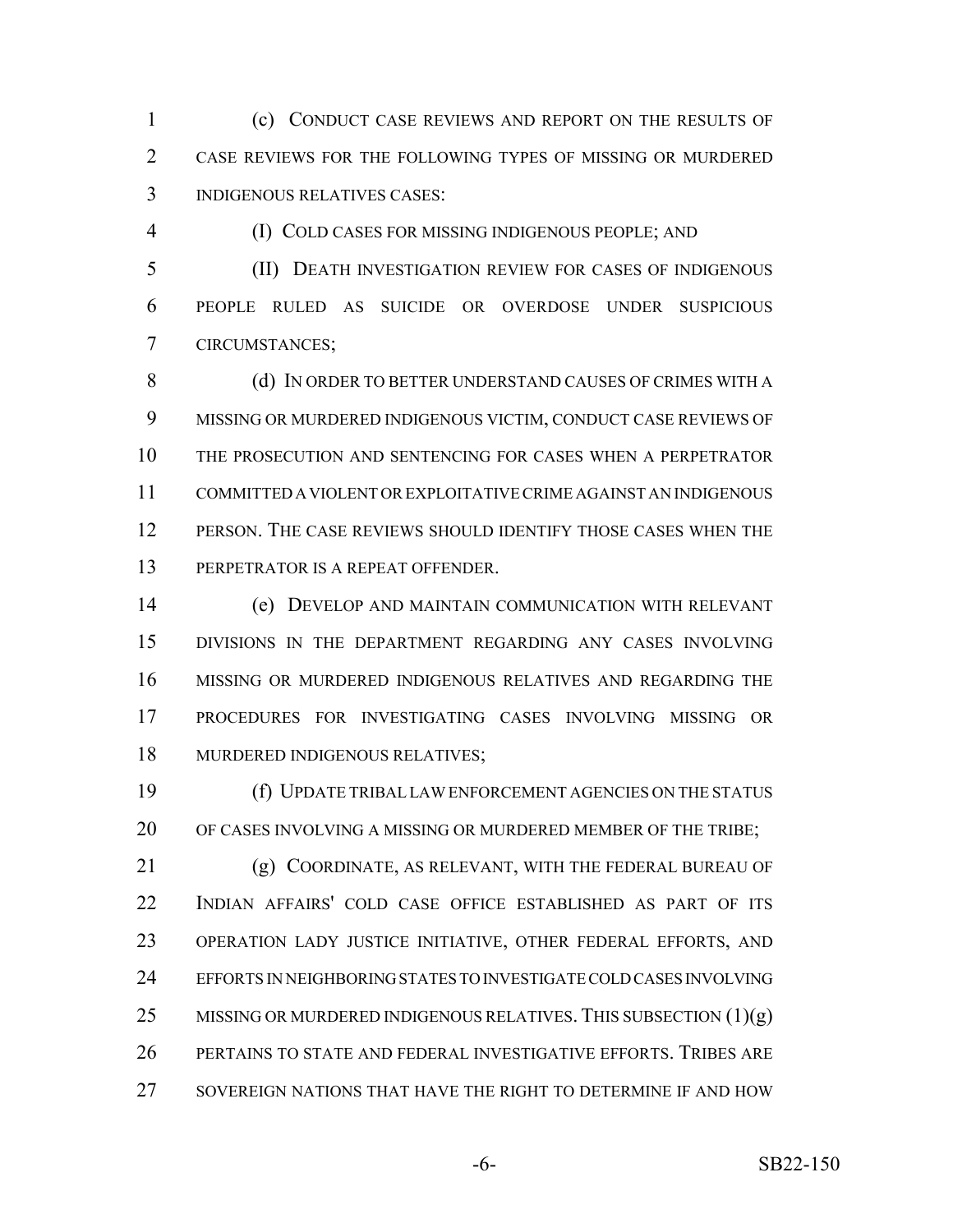(c) CONDUCT CASE REVIEWS AND REPORT ON THE RESULTS OF CASE REVIEWS FOR THE FOLLOWING TYPES OF MISSING OR MURDERED INDIGENOUS RELATIVES CASES:

(I) COLD CASES FOR MISSING INDIGENOUS PEOPLE; AND

(II) DEATH INVESTIGATION REVIEW FOR CASES OF INDIGENOUS PEOPLE RULED AS SUICIDE OR OVERDOSE UNDER SUSPICIOUS CIRCUMSTANCES;

(d) IN ORDER TO BETTER UNDERSTAND CAUSES OF CRIMES WITH A MISSING OR MURDERED INDIGENOUS VICTIM, CONDUCT CASE REVIEWS OF THE PROSECUTION AND SENTENCING FOR CASES WHEN A PERPETRATOR COMMITTED A VIOLENT OR EXPLOITATIVE CRIME AGAINST AN INDIGENOUS PERSON. THE CASE REVIEWS SHOULD IDENTIFY THOSE CASES WHEN THE PERPETRATOR IS A REPEAT OFFENDER.

(e) DEVELOP AND MAINTAIN COMMUNICATION WITH RELEVANT DIVISIONS IN THE DEPARTMENT REGARDING ANY CASES INVOLVING MISSING OR MURDERED INDIGENOUS RELATIVES AND REGARDING THE PROCEDURES FOR INVESTIGATING CASES INVOLVING MISSING OR MURDERED INDIGENOUS RELATIVES;

(f) UPDATE TRIBAL LAW ENFORCEMENT AGENCIES ON THE STATUS OF CASES INVOLVING A MISSING OR MURDERED MEMBER OF THE TRIBE;

(g) COORDINATE, AS RELEVANT, WITH THE FEDERAL BUREAU OF INDIAN AFFAIRS' COLD CASE OFFICE ESTABLISHED AS PART OF ITS OPERATION LADY JUSTICE INITIATIVE, OTHER FEDERAL EFFORTS, AND EFFORTS IN NEIGHBORING STATES TO INVESTIGATE COLD CASES INVOLVING MISSING OR MURDERED INDIGENOUS RELATIVES. THIS SUBSECTION (1)(g) PERTAINS TO STATE AND FEDERAL INVESTIGATIVE EFFORTS. TRIBES ARE SOVEREIGN NATIONS THAT HAVE THE RIGHT TO DETERMINE IF AND HOW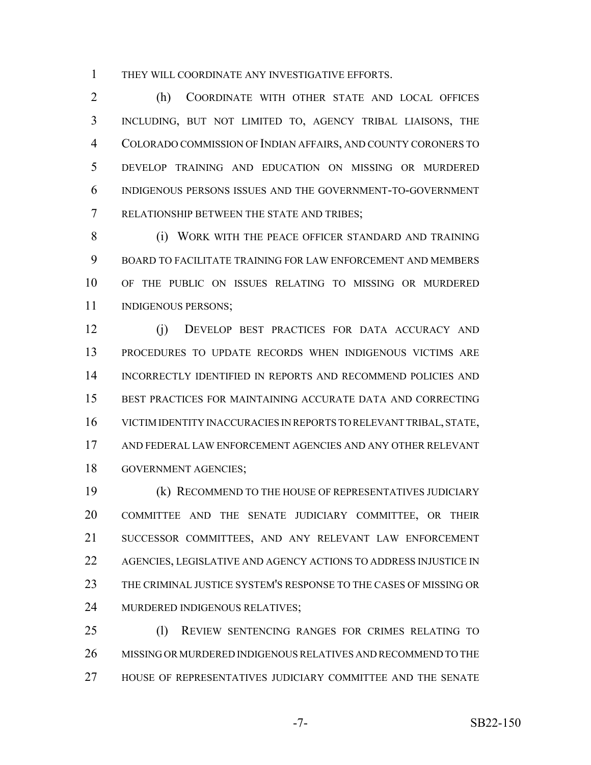THEY WILL COORDINATE ANY INVESTIGATIVE EFFORTS.

(h) COORDINATE WITH OTHER STATE AND LOCAL OFFICES INCLUDING, BUT NOT LIMITED TO, AGENCY TRIBAL LIAISONS, THE COLORADO COMMISSION OF INDIAN AFFAIRS, AND COUNTY CORONERS TO DEVELOP TRAINING AND EDUCATION ON MISSING OR MURDERED INDIGENOUS PERSONS ISSUES AND THE GOVERNMENT-TO-GOVERNMENT RELATIONSHIP BETWEEN THE STATE AND TRIBES;

(i) WORK WITH THE PEACE OFFICER STANDARD AND TRAINING BOARD TO FACILITATE TRAINING FOR LAW ENFORCEMENT AND MEMBERS OF THE PUBLIC ON ISSUES RELATING TO MISSING OR MURDERED INDIGENOUS PERSONS;

(j) DEVELOP BEST PRACTICES FOR DATA ACCURACY AND PROCEDURES TO UPDATE RECORDS WHEN INDIGENOUS VICTIMS ARE INCORRECTLY IDENTIFIED IN REPORTS AND RECOMMEND POLICIES AND BEST PRACTICES FOR MAINTAINING ACCURATE DATA AND CORRECTING VICTIM IDENTITY INACCURACIES IN REPORTS TO RELEVANT TRIBAL, STATE, AND FEDERAL LAW ENFORCEMENT AGENCIES AND ANY OTHER RELEVANT GOVERNMENT AGENCIES;

(k) RECOMMEND TO THE HOUSE OF REPRESENTATIVES JUDICIARY COMMITTEE AND THE SENATE JUDICIARY COMMITTEE, OR THEIR SUCCESSOR COMMITTEES, AND ANY RELEVANT LAW ENFORCEMENT AGENCIES, LEGISLATIVE AND AGENCY ACTIONS TO ADDRESS INJUSTICE IN THE CRIMINAL JUSTICE SYSTEM'S RESPONSE TO THE CASES OF MISSING OR MURDERED INDIGENOUS RELATIVES;

(l) REVIEW SENTENCING RANGES FOR CRIMES RELATING TO MISSING OR MURDERED INDIGENOUS RELATIVES AND RECOMMEND TO THE HOUSE OF REPRESENTATIVES JUDICIARY COMMITTEE AND THE SENATE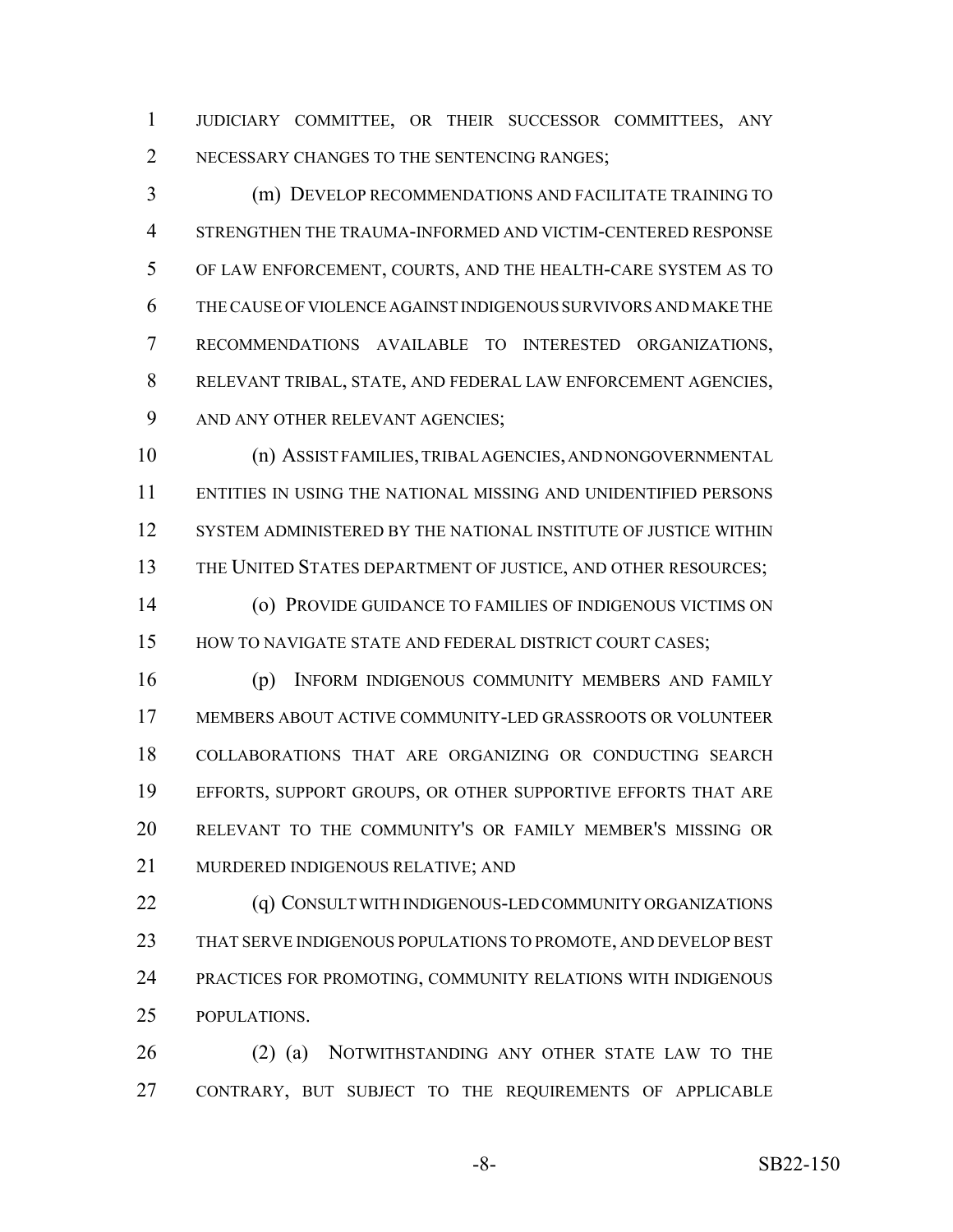JUDICIARY COMMITTEE, OR THEIR SUCCESSOR COMMITTEES, ANY NECESSARY CHANGES TO THE SENTENCING RANGES;

(m) DEVELOP RECOMMENDATIONS AND FACILITATE TRAINING TO STRENGTHEN THE TRAUMA-INFORMED AND VICTIM-CENTERED RESPONSE OF LAW ENFORCEMENT, COURTS, AND THE HEALTH-CARE SYSTEM AS TO THE CAUSE OF VIOLENCE AGAINST INDIGENOUS SURVIVORS AND MAKE THE RECOMMENDATIONS AVAILABLE TO INTERESTED ORGANIZATIONS, RELEVANT TRIBAL, STATE, AND FEDERAL LAW ENFORCEMENT AGENCIES, AND ANY OTHER RELEVANT AGENCIES;

(n) ASSIST FAMILIES, TRIBAL AGENCIES, AND NONGOVERNMENTAL ENTITIES IN USING THE NATIONAL MISSING AND UNIDENTIFIED PERSONS SYSTEM ADMINISTERED BY THE NATIONAL INSTITUTE OF JUSTICE WITHIN THE UNITED STATES DEPARTMENT OF JUSTICE, AND OTHER RESOURCES;

(o) PROVIDE GUIDANCE TO FAMILIES OF INDIGENOUS VICTIMS ON HOW TO NAVIGATE STATE AND FEDERAL DISTRICT COURT CASES;

(p) INFORM INDIGENOUS COMMUNITY MEMBERS AND FAMILY MEMBERS ABOUT ACTIVE COMMUNITY-LED GRASSROOTS OR VOLUNTEER COLLABORATIONS THAT ARE ORGANIZING OR CONDUCTING SEARCH EFFORTS, SUPPORT GROUPS, OR OTHER SUPPORTIVE EFFORTS THAT ARE RELEVANT TO THE COMMUNITY'S OR FAMILY MEMBER'S MISSING OR MURDERED INDIGENOUS RELATIVE; AND

(q) CONSULT WITH INDIGENOUS-LED COMMUNITY ORGANIZATIONS THAT SERVE INDIGENOUS POPULATIONS TO PROMOTE, AND DEVELOP BEST PRACTICES FOR PROMOTING, COMMUNITY RELATIONS WITH INDIGENOUS POPULATIONS.

(2) (a) NOTWITHSTANDING ANY OTHER STATE LAW TO THE CONTRARY, BUT SUBJECT TO THE REQUIREMENTS OF APPLICABLE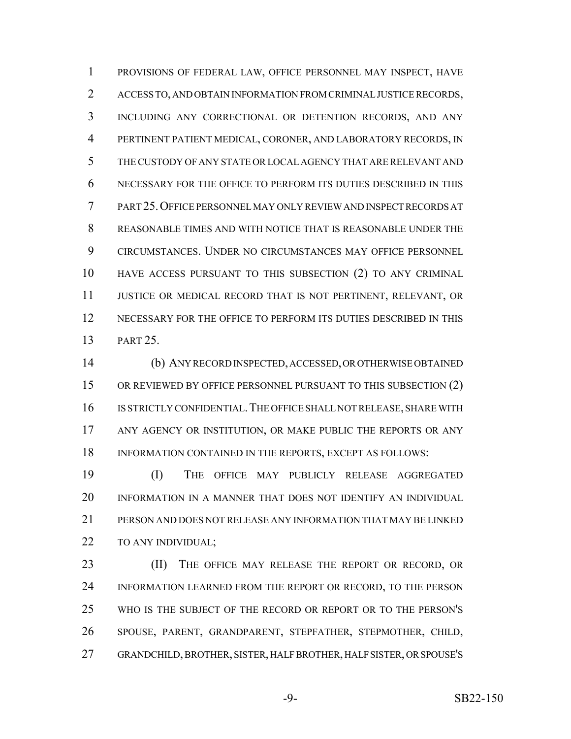PROVISIONS OF FEDERAL LAW, OFFICE PERSONNEL MAY INSPECT, HAVE ACCESS TO, AND OBTAIN INFORMATION FROM CRIMINAL JUSTICE RECORDS, INCLUDING ANY CORRECTIONAL OR DETENTION RECORDS, AND ANY PERTINENT PATIENT MEDICAL, CORONER, AND LABORATORY RECORDS, IN THE CUSTODY OF ANY STATE OR LOCAL AGENCY THAT ARE RELEVANT AND NECESSARY FOR THE OFFICE TO PERFORM ITS DUTIES DESCRIBED IN THIS PART 25. OFFICE PERSONNEL MAY ONLY REVIEW AND INSPECT RECORDS AT REASONABLE TIMES AND WITH NOTICE THAT IS REASONABLE UNDER THE CIRCUMSTANCES. UNDER NO CIRCUMSTANCES MAY OFFICE PERSONNEL HAVE ACCESS PURSUANT TO THIS SUBSECTION (2) TO ANY CRIMINAL JUSTICE OR MEDICAL RECORD THAT IS NOT PERTINENT, RELEVANT, OR NECESSARY FOR THE OFFICE TO PERFORM ITS DUTIES DESCRIBED IN THIS PART 25.

(b) ANY RECORD INSPECTED, ACCESSED, OR OTHERWISE OBTAINED OR REVIEWED BY OFFICE PERSONNEL PURSUANT TO THIS SUBSECTION (2) IS STRICTLY CONFIDENTIAL. THE OFFICE SHALL NOT RELEASE, SHARE WITH ANY AGENCY OR INSTITUTION, OR MAKE PUBLIC THE REPORTS OR ANY INFORMATION CONTAINED IN THE REPORTS, EXCEPT AS FOLLOWS:

(I) THE OFFICE MAY PUBLICLY RELEASE AGGREGATED INFORMATION IN A MANNER THAT DOES NOT IDENTIFY AN INDIVIDUAL PERSON AND DOES NOT RELEASE ANY INFORMATION THAT MAY BE LINKED TO ANY INDIVIDUAL;

(II) THE OFFICE MAY RELEASE THE REPORT OR RECORD, OR INFORMATION LEARNED FROM THE REPORT OR RECORD, TO THE PERSON WHO IS THE SUBJECT OF THE RECORD OR REPORT OR TO THE PERSON'S SPOUSE, PARENT, GRANDPARENT, STEPFATHER, STEPMOTHER, CHILD, GRANDCHILD, BROTHER, SISTER, HALF BROTHER, HALF SISTER, OR SPOUSE'S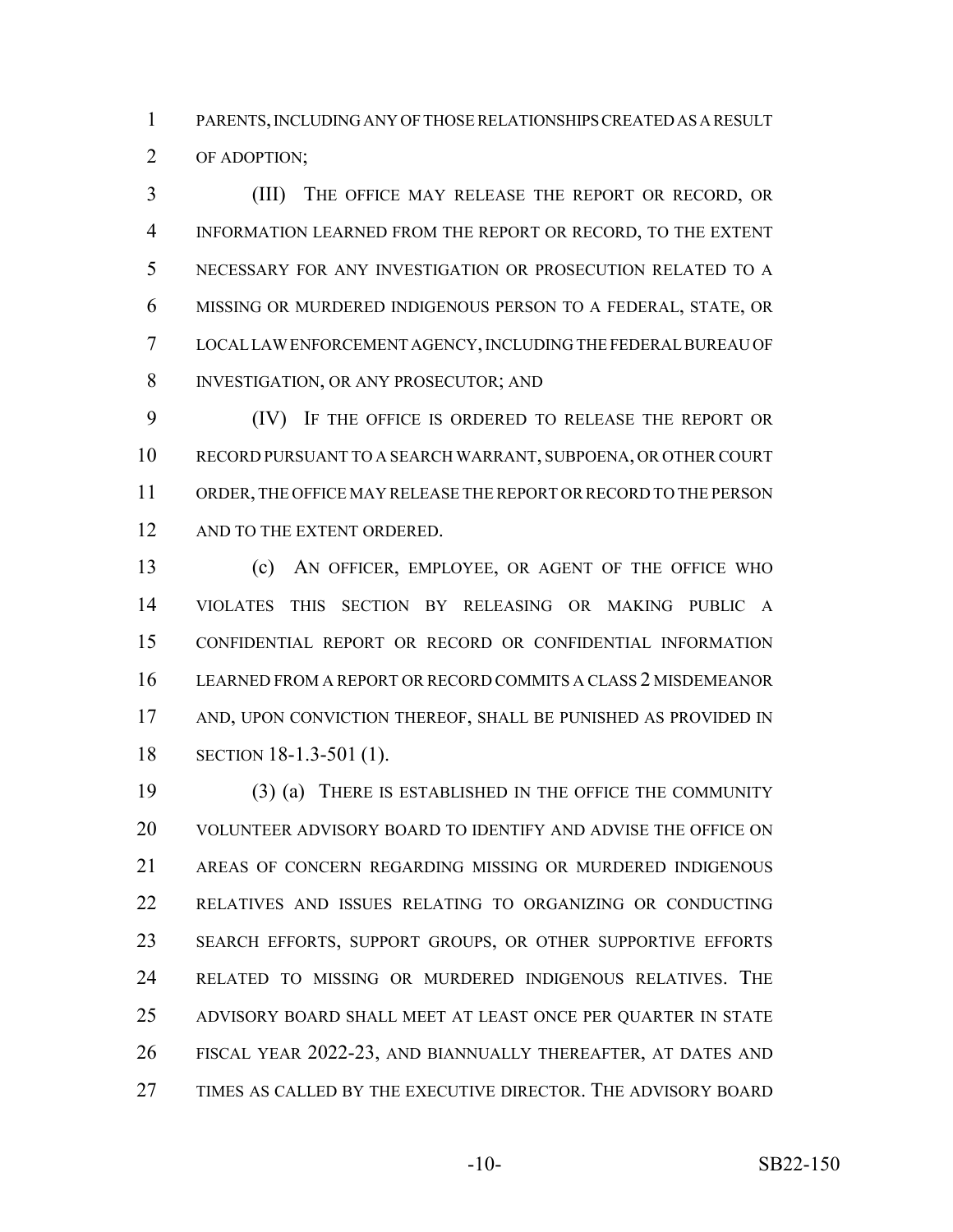PARENTS, INCLUDING ANY OF THOSE RELATIONSHIPS CREATED AS A RESULT OF ADOPTION;

(III) THE OFFICE MAY RELEASE THE REPORT OR RECORD, OR INFORMATION LEARNED FROM THE REPORT OR RECORD, TO THE EXTENT NECESSARY FOR ANY INVESTIGATION OR PROSECUTION RELATED TO A MISSING OR MURDERED INDIGENOUS PERSON TO A FEDERAL, STATE, OR LOCAL LAW ENFORCEMENT AGENCY, INCLUDING THE FEDERAL BUREAU OF INVESTIGATION, OR ANY PROSECUTOR; AND

(IV) IF THE OFFICE IS ORDERED TO RELEASE THE REPORT OR RECORD PURSUANT TO A SEARCH WARRANT, SUBPOENA, OR OTHER COURT ORDER, THE OFFICE MAY RELEASE THE REPORT OR RECORD TO THE PERSON AND TO THE EXTENT ORDERED.

(c) AN OFFICER, EMPLOYEE, OR AGENT OF THE OFFICE WHO VIOLATES THIS SECTION BY RELEASING OR MAKING PUBLIC A CONFIDENTIAL REPORT OR RECORD OR CONFIDENTIAL INFORMATION LEARNED FROM A REPORT OR RECORD COMMITS A CLASS 2 MISDEMEANOR AND, UPON CONVICTION THEREOF, SHALL BE PUNISHED AS PROVIDED IN SECTION 18-1.3-501 (1).

(3) (a) THERE IS ESTABLISHED IN THE OFFICE THE COMMUNITY VOLUNTEER ADVISORY BOARD TO IDENTIFY AND ADVISE THE OFFICE ON AREAS OF CONCERN REGARDING MISSING OR MURDERED INDIGENOUS RELATIVES AND ISSUES RELATING TO ORGANIZING OR CONDUCTING SEARCH EFFORTS, SUPPORT GROUPS, OR OTHER SUPPORTIVE EFFORTS RELATED TO MISSING OR MURDERED INDIGENOUS RELATIVES. THE ADVISORY BOARD SHALL MEET AT LEAST ONCE PER QUARTER IN STATE FISCAL YEAR 2022-23, AND BIANNUALLY THEREAFTER, AT DATES AND TIMES AS CALLED BY THE EXECUTIVE DIRECTOR. THE ADVISORY BOARD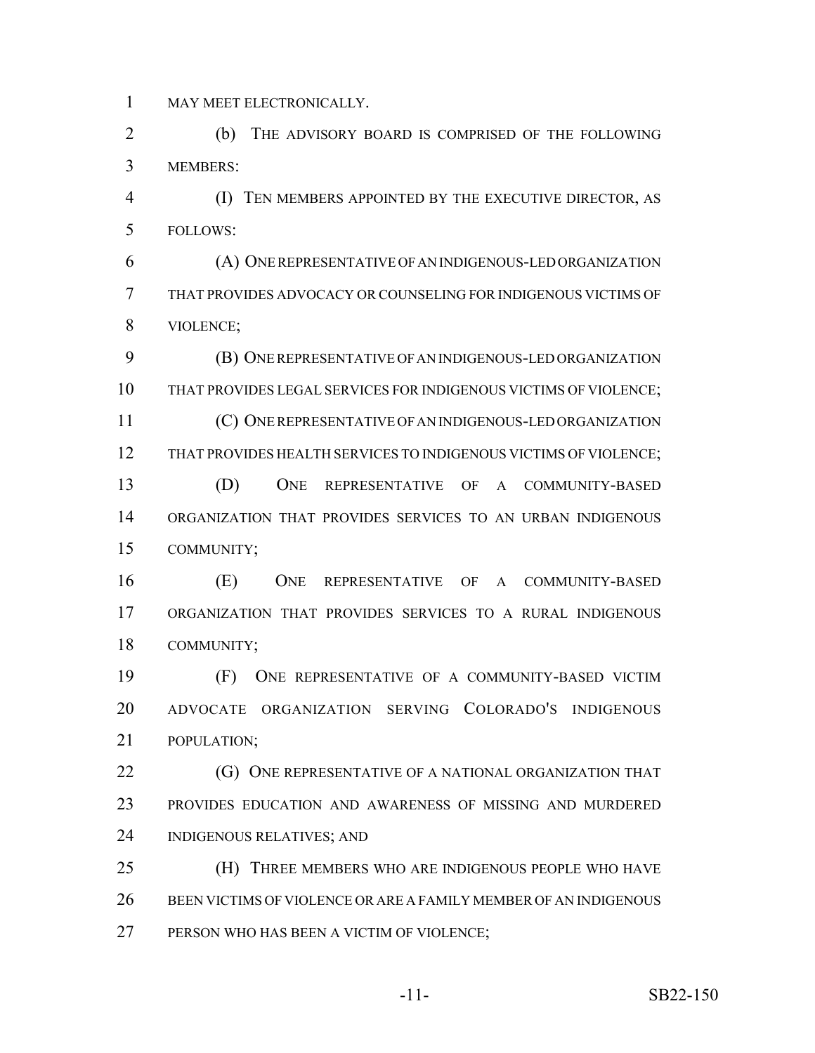MAY MEET ELECTRONICALLY.

(b) THE ADVISORY BOARD IS COMPRISED OF THE FOLLOWING MEMBERS:

(I) TEN MEMBERS APPOINTED BY THE EXECUTIVE DIRECTOR, AS FOLLOWS:

(A) ONE REPRESENTATIVE OF AN INDIGENOUS-LED ORGANIZATION THAT PROVIDES ADVOCACY OR COUNSELING FOR INDIGENOUS VICTIMS OF VIOLENCE;

(B) ONE REPRESENTATIVE OF AN INDIGENOUS-LED ORGANIZATION THAT PROVIDES LEGAL SERVICES FOR INDIGENOUS VICTIMS OF VIOLENCE;

(C) ONE REPRESENTATIVE OF AN INDIGENOUS-LED ORGANIZATION THAT PROVIDES HEALTH SERVICES TO INDIGENOUS VICTIMS OF VIOLENCE;

(D) ONE REPRESENTATIVE OF A COMMUNITY-BASED ORGANIZATION THAT PROVIDES SERVICES TO AN URBAN INDIGENOUS COMMUNITY;

(E) ONE REPRESENTATIVE OF A COMMUNITY-BASED ORGANIZATION THAT PROVIDES SERVICES TO A RURAL INDIGENOUS COMMUNITY;

(F) ONE REPRESENTATIVE OF A COMMUNITY-BASED VICTIM ADVOCATE ORGANIZATION SERVING COLORADO'S INDIGENOUS POPULATION;

(G) ONE REPRESENTATIVE OF A NATIONAL ORGANIZATION THAT PROVIDES EDUCATION AND AWARENESS OF MISSING AND MURDERED INDIGENOUS RELATIVES; AND

(H) THREE MEMBERS WHO ARE INDIGENOUS PEOPLE WHO HAVE BEEN VICTIMS OF VIOLENCE OR ARE A FAMILY MEMBER OF AN INDIGENOUS PERSON WHO HAS BEEN A VICTIM OF VIOLENCE;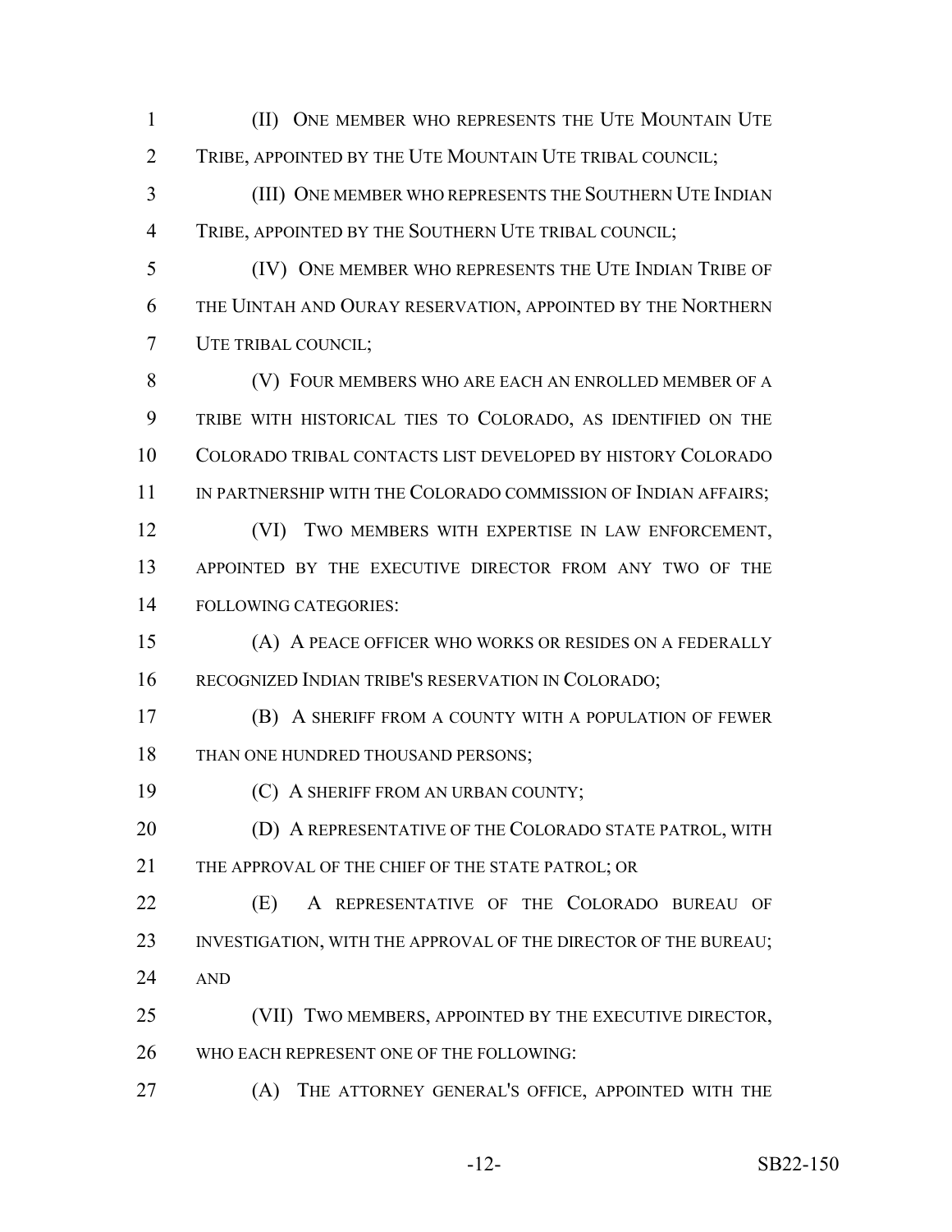(II) ONE MEMBER WHO REPRESENTS THE UTE MOUNTAIN UTE TRIBE, APPOINTED BY THE UTE MOUNTAIN UTE TRIBAL COUNCIL;

(III) ONE MEMBER WHO REPRESENTS THE SOUTHERN UTE INDIAN TRIBE, APPOINTED BY THE SOUTHERN UTE TRIBAL COUNCIL;

(IV) ONE MEMBER WHO REPRESENTS THE UTE INDIAN TRIBE OF THE UINTAH AND OURAY RESERVATION, APPOINTED BY THE NORTHERN UTE TRIBAL COUNCIL;

(V) FOUR MEMBERS WHO ARE EACH AN ENROLLED MEMBER OF A TRIBE WITH HISTORICAL TIES TO COLORADO, AS IDENTIFIED ON THE COLORADO TRIBAL CONTACTS LIST DEVELOPED BY HISTORY COLORADO IN PARTNERSHIP WITH THE COLORADO COMMISSION OF INDIAN AFFAIRS;

(VI) TWO MEMBERS WITH EXPERTISE IN LAW ENFORCEMENT, APPOINTED BY THE EXECUTIVE DIRECTOR FROM ANY TWO OF THE FOLLOWING CATEGORIES:

(A) A PEACE OFFICER WHO WORKS OR RESIDES ON A FEDERALLY RECOGNIZED INDIAN TRIBE'S RESERVATION IN COLORADO;

(B) A SHERIFF FROM A COUNTY WITH A POPULATION OF FEWER THAN ONE HUNDRED THOUSAND PERSONS;

(C) A SHERIFF FROM AN URBAN COUNTY;

(D) A REPRESENTATIVE OF THE COLORADO STATE PATROL, WITH THE APPROVAL OF THE CHIEF OF THE STATE PATROL; OR

(E) A REPRESENTATIVE OF THE COLORADO BUREAU OF INVESTIGATION, WITH THE APPROVAL OF THE DIRECTOR OF THE BUREAU; AND

(VII) TWO MEMBERS, APPOINTED BY THE EXECUTIVE DIRECTOR, WHO EACH REPRESENT ONE OF THE FOLLOWING:

(A) THE ATTORNEY GENERAL'S OFFICE, APPOINTED WITH THE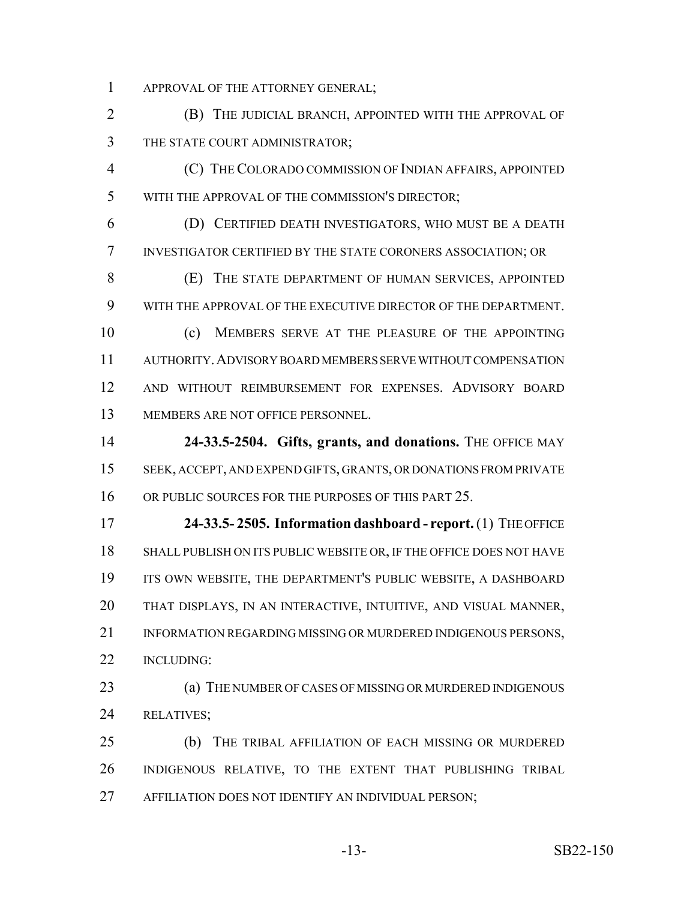APPROVAL OF THE ATTORNEY GENERAL;

(B) THE JUDICIAL BRANCH, APPOINTED WITH THE APPROVAL OF THE STATE COURT ADMINISTRATOR;

(C) THE COLORADO COMMISSION OF INDIAN AFFAIRS, APPOINTED WITH THE APPROVAL OF THE COMMISSION'S DIRECTOR;

(D) CERTIFIED DEATH INVESTIGATORS, WHO MUST BE A DEATH INVESTIGATOR CERTIFIED BY THE STATE CORONERS ASSOCIATION; OR

(E) THE STATE DEPARTMENT OF HUMAN SERVICES, APPOINTED WITH THE APPROVAL OF THE EXECUTIVE DIRECTOR OF THE DEPARTMENT.

(c) MEMBERS SERVE AT THE PLEASURE OF THE APPOINTING AUTHORITY. ADVISORY BOARD MEMBERS SERVE WITHOUT COMPENSATION AND WITHOUT REIMBURSEMENT FOR EXPENSES. ADVISORY BOARD MEMBERS ARE NOT OFFICE PERSONNEL.

**24-33.5-2504. Gifts, grants, and donations.** THE OFFICE MAY SEEK, ACCEPT, AND EXPEND GIFTS, GRANTS, OR DONATIONS FROM PRIVATE OR PUBLIC SOURCES FOR THE PURPOSES OF THIS PART 25.

**24-33.5- 2505. Information dashboard - report.** (1) THE OFFICE SHALL PUBLISH ON ITS PUBLIC WEBSITE OR, IF THE OFFICE DOES NOT HAVE ITS OWN WEBSITE, THE DEPARTMENT'S PUBLIC WEBSITE, A DASHBOARD THAT DISPLAYS, IN AN INTERACTIVE, INTUITIVE, AND VISUAL MANNER, INFORMATION REGARDING MISSING OR MURDERED INDIGENOUS PERSONS, INCLUDING:

(a) THE NUMBER OF CASES OF MISSING OR MURDERED INDIGENOUS RELATIVES;

(b) THE TRIBAL AFFILIATION OF EACH MISSING OR MURDERED INDIGENOUS RELATIVE, TO THE EXTENT THAT PUBLISHING TRIBAL AFFILIATION DOES NOT IDENTIFY AN INDIVIDUAL PERSON;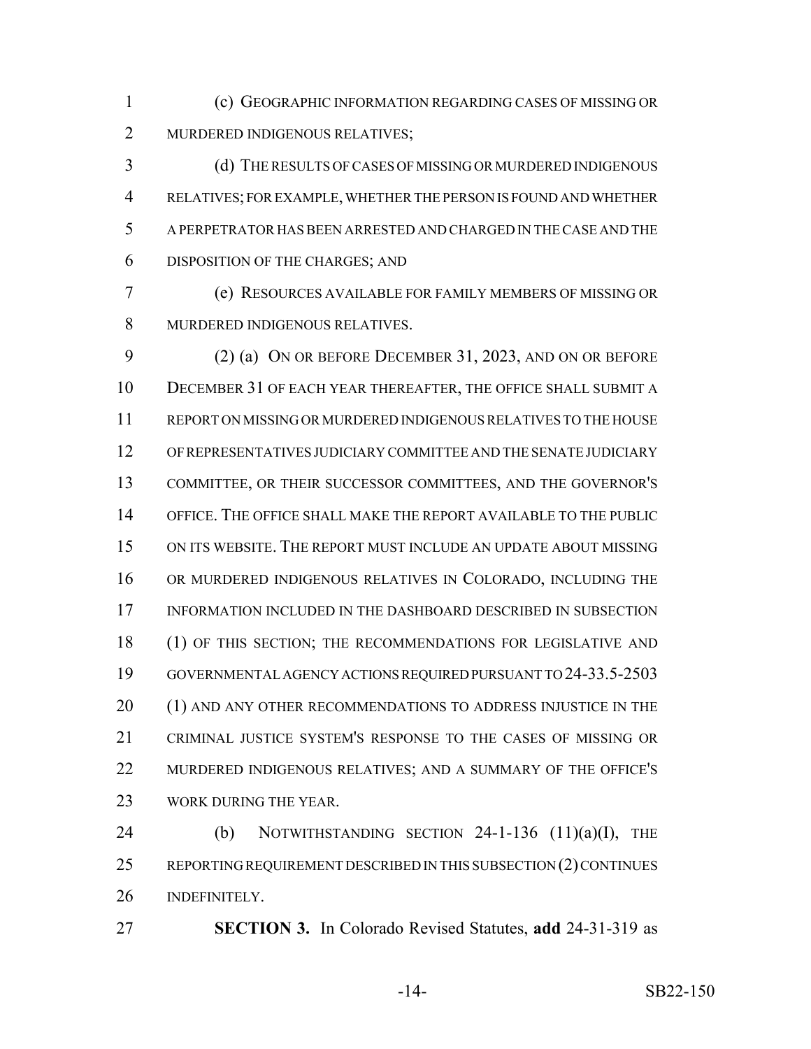(c) GEOGRAPHIC INFORMATION REGARDING CASES OF MISSING OR MURDERED INDIGENOUS RELATIVES;

(d) THE RESULTS OF CASES OF MISSING OR MURDERED INDIGENOUS RELATIVES; FOR EXAMPLE, WHETHER THE PERSON IS FOUND AND WHETHER A PERPETRATOR HAS BEEN ARRESTED AND CHARGED IN THE CASE AND THE DISPOSITION OF THE CHARGES; AND

(e) RESOURCES AVAILABLE FOR FAMILY MEMBERS OF MISSING OR MURDERED INDIGENOUS RELATIVES.

(2) (a) ON OR BEFORE DECEMBER 31, 2023, AND ON OR BEFORE DECEMBER 31 OF EACH YEAR THEREAFTER, THE OFFICE SHALL SUBMIT A REPORT ON MISSING OR MURDERED INDIGENOUS RELATIVES TO THE HOUSE OF REPRESENTATIVES JUDICIARY COMMITTEE AND THE SENATE JUDICIARY COMMITTEE, OR THEIR SUCCESSOR COMMITTEES, AND THE GOVERNOR'S OFFICE. THE OFFICE SHALL MAKE THE REPORT AVAILABLE TO THE PUBLIC ON ITS WEBSITE. THE REPORT MUST INCLUDE AN UPDATE ABOUT MISSING OR MURDERED INDIGENOUS RELATIVES IN COLORADO, INCLUDING THE INFORMATION INCLUDED IN THE DASHBOARD DESCRIBED IN SUBSECTION (1) OF THIS SECTION; THE RECOMMENDATIONS FOR LEGISLATIVE AND GOVERNMENTAL AGENCY ACTIONS REQUIRED PURSUANT TO 24-33.5-2503 (1) AND ANY OTHER RECOMMENDATIONS TO ADDRESS INJUSTICE IN THE CRIMINAL JUSTICE SYSTEM'S RESPONSE TO THE CASES OF MISSING OR MURDERED INDIGENOUS RELATIVES; AND A SUMMARY OF THE OFFICE'S WORK DURING THE YEAR.

(b) NOTWITHSTANDING SECTION 24-1-136 (11)(a)(I), THE REPORTING REQUIREMENT DESCRIBED IN THIS SUBSECTION (2) CONTINUES INDEFINITELY.

**SECTION 3.** In Colorado Revised Statutes, **add** 24-31-319 as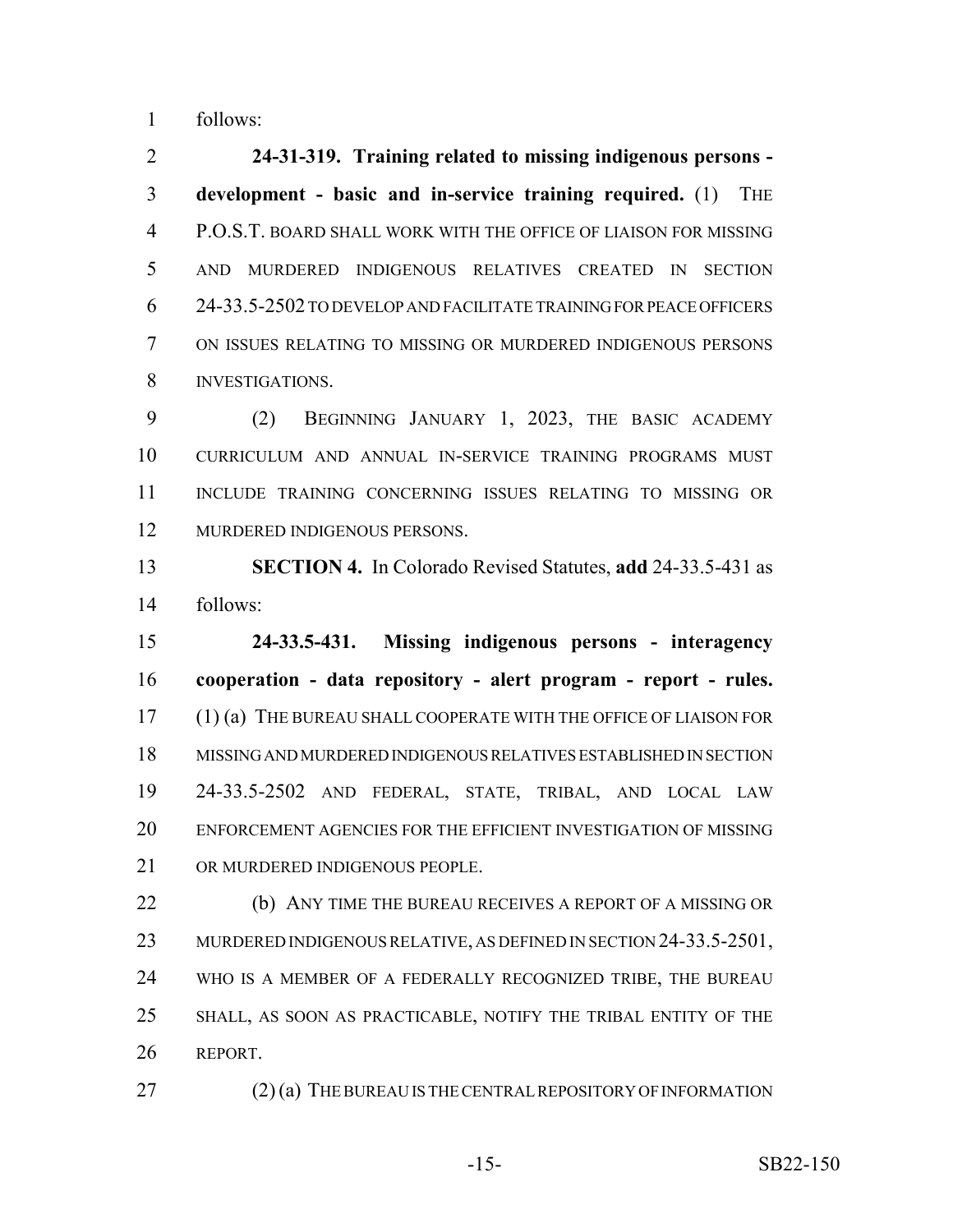follows:

**24-31-319. Training related to missing indigenous persons - development - basic and in-service training required.** (1) THE P.O.S.T. BOARD SHALL WORK WITH THE OFFICE OF LIAISON FOR MISSING AND MURDERED INDIGENOUS RELATIVES CREATED IN SECTION 24-33.5-2502 TO DEVELOP AND FACILITATE TRAINING FOR PEACE OFFICERS ON ISSUES RELATING TO MISSING OR MURDERED INDIGENOUS PERSONS INVESTIGATIONS.

(2) BEGINNING JANUARY 1, 2023, THE BASIC ACADEMY CURRICULUM AND ANNUAL IN-SERVICE TRAINING PROGRAMS MUST INCLUDE TRAINING CONCERNING ISSUES RELATING TO MISSING OR MURDERED INDIGENOUS PERSONS.

**SECTION 4.** In Colorado Revised Statutes, **add** 24-33.5-431 as follows:

**24-33.5-431. Missing indigenous persons - interagency cooperation - data repository - alert program - report - rules.** (1) (a) THE BUREAU SHALL COOPERATE WITH THE OFFICE OF LIAISON FOR MISSING AND MURDERED INDIGENOUS RELATIVES ESTABLISHED IN SECTION 24-33.5-2502 AND FEDERAL, STATE, TRIBAL, AND LOCAL LAW ENFORCEMENT AGENCIES FOR THE EFFICIENT INVESTIGATION OF MISSING OR MURDERED INDIGENOUS PEOPLE.

(b) ANY TIME THE BUREAU RECEIVES A REPORT OF A MISSING OR MURDERED INDIGENOUS RELATIVE, AS DEFINED IN SECTION 24-33.5-2501, WHO IS A MEMBER OF A FEDERALLY RECOGNIZED TRIBE, THE BUREAU SHALL, AS SOON AS PRACTICABLE, NOTIFY THE TRIBAL ENTITY OF THE REPORT.

(2) (a) THE BUREAU IS THE CENTRAL REPOSITORY OF INFORMATION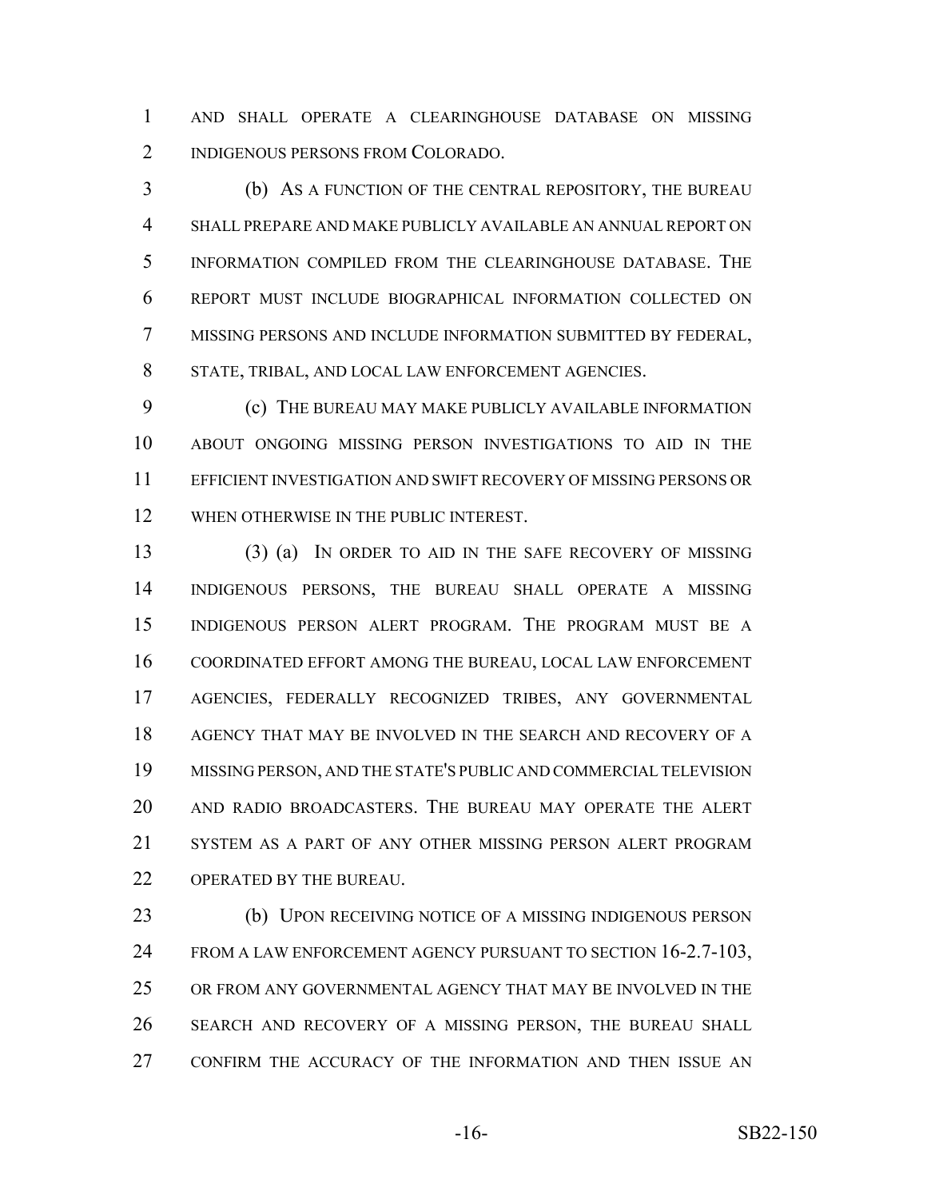AND SHALL OPERATE A CLEARINGHOUSE DATABASE ON MISSING INDIGENOUS PERSONS FROM COLORADO.

(b) AS A FUNCTION OF THE CENTRAL REPOSITORY, THE BUREAU SHALL PREPARE AND MAKE PUBLICLY AVAILABLE AN ANNUAL REPORT ON INFORMATION COMPILED FROM THE CLEARINGHOUSE DATABASE. THE REPORT MUST INCLUDE BIOGRAPHICAL INFORMATION COLLECTED ON MISSING PERSONS AND INCLUDE INFORMATION SUBMITTED BY FEDERAL, STATE, TRIBAL, AND LOCAL LAW ENFORCEMENT AGENCIES.

(c) THE BUREAU MAY MAKE PUBLICLY AVAILABLE INFORMATION ABOUT ONGOING MISSING PERSON INVESTIGATIONS TO AID IN THE EFFICIENT INVESTIGATION AND SWIFT RECOVERY OF MISSING PERSONS OR WHEN OTHERWISE IN THE PUBLIC INTEREST.

(3) (a) IN ORDER TO AID IN THE SAFE RECOVERY OF MISSING INDIGENOUS PERSONS, THE BUREAU SHALL OPERATE A MISSING INDIGENOUS PERSON ALERT PROGRAM. THE PROGRAM MUST BE A COORDINATED EFFORT AMONG THE BUREAU, LOCAL LAW ENFORCEMENT AGENCIES, FEDERALLY RECOGNIZED TRIBES, ANY GOVERNMENTAL AGENCY THAT MAY BE INVOLVED IN THE SEARCH AND RECOVERY OF A MISSING PERSON, AND THE STATE'S PUBLIC AND COMMERCIAL TELEVISION AND RADIO BROADCASTERS. THE BUREAU MAY OPERATE THE ALERT SYSTEM AS A PART OF ANY OTHER MISSING PERSON ALERT PROGRAM OPERATED BY THE BUREAU.

(b) UPON RECEIVING NOTICE OF A MISSING INDIGENOUS PERSON FROM A LAW ENFORCEMENT AGENCY PURSUANT TO SECTION 16-2.7-103, OR FROM ANY GOVERNMENTAL AGENCY THAT MAY BE INVOLVED IN THE SEARCH AND RECOVERY OF A MISSING PERSON, THE BUREAU SHALL CONFIRM THE ACCURACY OF THE INFORMATION AND THEN ISSUE AN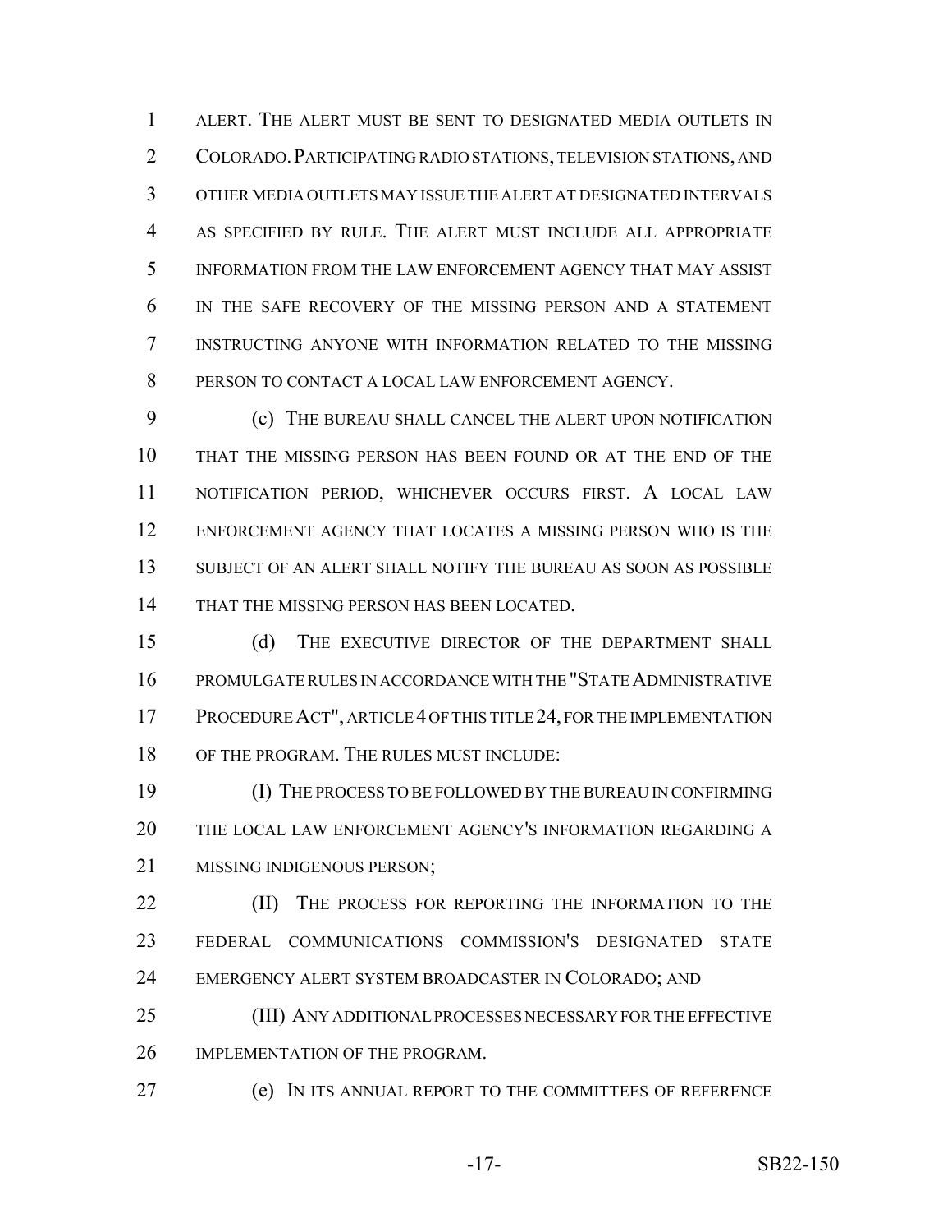ALERT. THE ALERT MUST BE SENT TO DESIGNATED MEDIA OUTLETS IN COLORADO. PARTICIPATING RADIO STATIONS, TELEVISION STATIONS, AND OTHER MEDIA OUTLETS MAY ISSUE THE ALERT AT DESIGNATED INTERVALS AS SPECIFIED BY RULE. THE ALERT MUST INCLUDE ALL APPROPRIATE INFORMATION FROM THE LAW ENFORCEMENT AGENCY THAT MAY ASSIST IN THE SAFE RECOVERY OF THE MISSING PERSON AND A STATEMENT INSTRUCTING ANYONE WITH INFORMATION RELATED TO THE MISSING PERSON TO CONTACT A LOCAL LAW ENFORCEMENT AGENCY.

(c) THE BUREAU SHALL CANCEL THE ALERT UPON NOTIFICATION THAT THE MISSING PERSON HAS BEEN FOUND OR AT THE END OF THE NOTIFICATION PERIOD, WHICHEVER OCCURS FIRST. A LOCAL LAW ENFORCEMENT AGENCY THAT LOCATES A MISSING PERSON WHO IS THE SUBJECT OF AN ALERT SHALL NOTIFY THE BUREAU AS SOON AS POSSIBLE THAT THE MISSING PERSON HAS BEEN LOCATED.

(d) THE EXECUTIVE DIRECTOR OF THE DEPARTMENT SHALL PROMULGATE RULES IN ACCORDANCE WITH THE "STATE ADMINISTRATIVE PROCEDURE ACT", ARTICLE 4 OF THIS TITLE 24, FOR THE IMPLEMENTATION OF THE PROGRAM. THE RULES MUST INCLUDE:

(I) THE PROCESS TO BE FOLLOWED BY THE BUREAU IN CONFIRMING THE LOCAL LAW ENFORCEMENT AGENCY'S INFORMATION REGARDING A MISSING INDIGENOUS PERSON;

(II) THE PROCESS FOR REPORTING THE INFORMATION TO THE FEDERAL COMMUNICATIONS COMMISSION'S DESIGNATED STATE EMERGENCY ALERT SYSTEM BROADCASTER IN COLORADO; AND

(III) ANY ADDITIONAL PROCESSES NECESSARY FOR THE EFFECTIVE IMPLEMENTATION OF THE PROGRAM.

(e) IN ITS ANNUAL REPORT TO THE COMMITTEES OF REFERENCE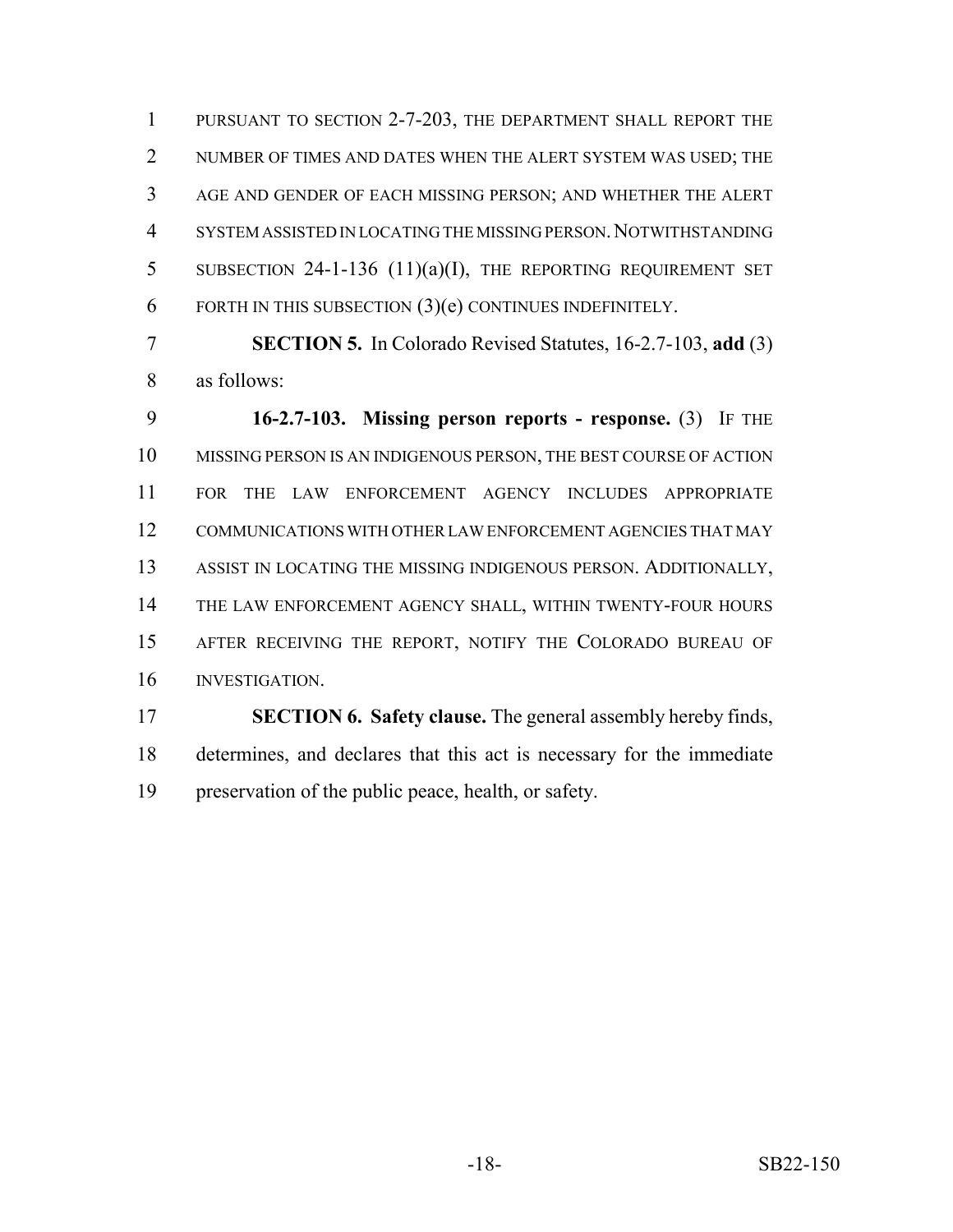PURSUANT TO SECTION 2-7-203, THE DEPARTMENT SHALL REPORT THE NUMBER OF TIMES AND DATES WHEN THE ALERT SYSTEM WAS USED; THE AGE AND GENDER OF EACH MISSING PERSON; AND WHETHER THE ALERT SYSTEM ASSISTED IN LOCATING THE MISSING PERSON. NOTWITHSTANDING SUBSECTION 24-1-136 (11)(a)(I), THE REPORTING REQUIREMENT SET FORTH IN THIS SUBSECTION (3)(e) CONTINUES INDEFINITELY.

**SECTION 5.** In Colorado Revised Statutes, 16-2.7-103, **add** (3) as follows:

**16-2.7-103. Missing person reports - response.** (3) IF THE MISSING PERSON IS AN INDIGENOUS PERSON, THE BEST COURSE OF ACTION FOR THE LAW ENFORCEMENT AGENCY INCLUDES APPROPRIATE COMMUNICATIONS WITH OTHER LAW ENFORCEMENT AGENCIES THAT MAY ASSIST IN LOCATING THE MISSING INDIGENOUS PERSON. ADDITIONALLY, THE LAW ENFORCEMENT AGENCY SHALL, WITHIN TWENTY-FOUR HOURS AFTER RECEIVING THE REPORT, NOTIFY THE COLORADO BUREAU OF INVESTIGATION.

**SECTION 6. Safety clause.** The general assembly hereby finds, determines, and declares that this act is necessary for the immediate preservation of the public peace, health, or safety.